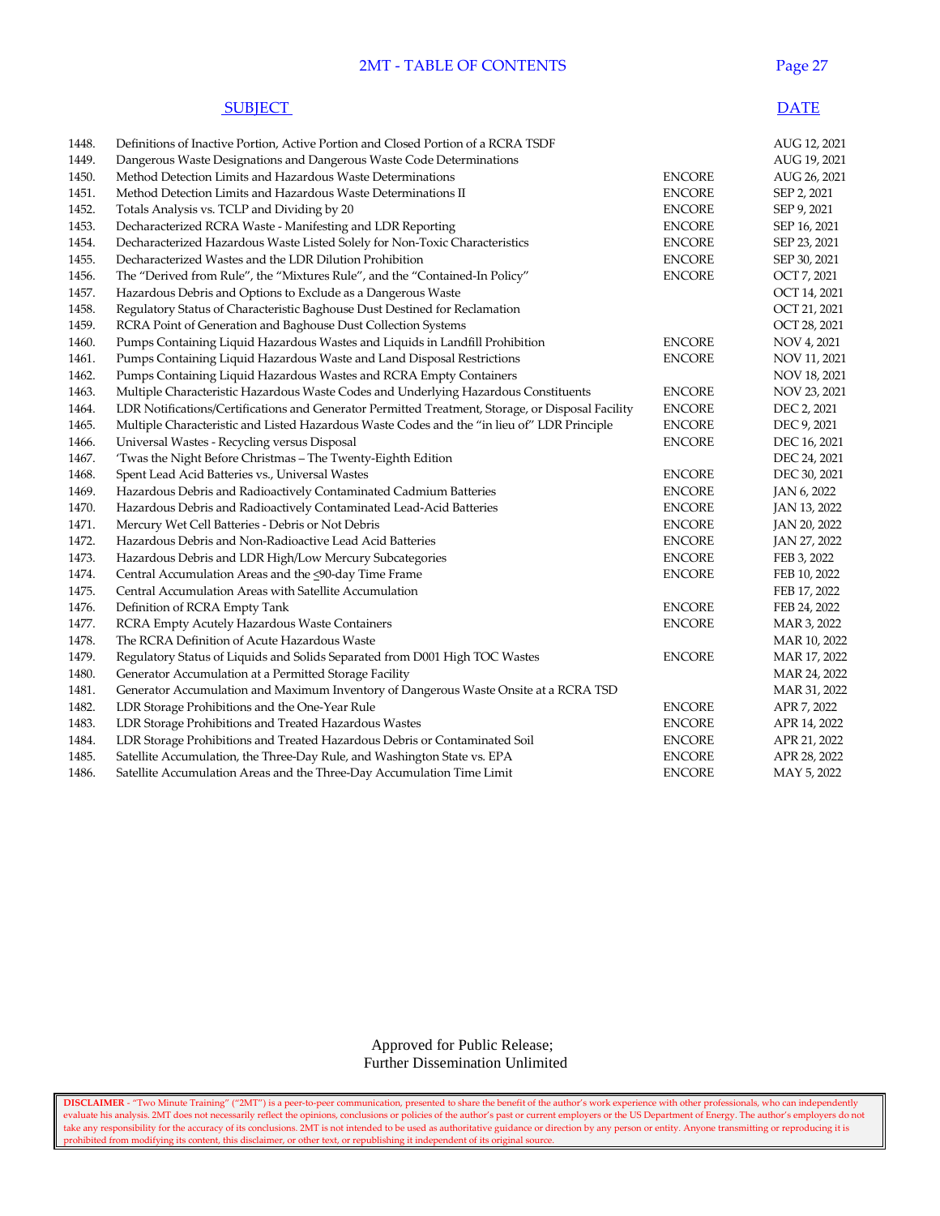## 2MT - TABLE OF CONTENTS

| | SUBJECT | | DATE |
|---|---|---|---|
| 1448. | Definitions of Inactive Portion, Active Portion and Closed Portion of a RCRA TSDF | | AUG 12, 2021 |
| 1449. | Dangerous Waste Designations and Dangerous Waste Code Determinations | | AUG 19, 2021 |
| 1450. | Method Detection Limits and Hazardous Waste Determinations | ENCORE | AUG 26, 2021 |
| 1451. | Method Detection Limits and Hazardous Waste Determinations II | ENCORE | SEP 2, 2021 |
| 1452. | Totals Analysis vs. TCLP and Dividing by 20 | ENCORE | SEP 9, 2021 |
| 1453. | Decharacterized RCRA Waste - Manifesting and LDR Reporting | ENCORE | SEP 16, 2021 |
| 1454. | Decharacterized Hazardous Waste Listed Solely for Non-Toxic Characteristics | ENCORE | SEP 23, 2021 |
| 1455. | Decharacterized Wastes and the LDR Dilution Prohibition | ENCORE | SEP 30, 2021 |
| 1456. | The "Derived from Rule", the "Mixtures Rule", and the "Contained-In Policy" | ENCORE | OCT 7, 2021 |
| 1457. | Hazardous Debris and Options to Exclude as a Dangerous Waste | | OCT 14, 2021 |
| 1458. | Regulatory Status of Characteristic Baghouse Dust Destined for Reclamation | | OCT 21, 2021 |
| 1459. | RCRA Point of Generation and Baghouse Dust Collection Systems | | OCT 28, 2021 |
| 1460. | Pumps Containing Liquid Hazardous Wastes and Liquids in Landfill Prohibition | ENCORE | NOV 4, 2021 |
| 1461. | Pumps Containing Liquid Hazardous Waste and Land Disposal Restrictions | ENCORE | NOV 11, 2021 |
| 1462. | Pumps Containing Liquid Hazardous Wastes and RCRA Empty Containers | | NOV 18, 2021 |
| 1463. | Multiple Characteristic Hazardous Waste Codes and Underlying Hazardous Constituents | ENCORE | NOV 23, 2021 |
| 1464. | LDR Notifications/Certifications and Generator Permitted Treatment, Storage, or Disposal Facility | ENCORE | DEC 2, 2021 |
| 1465. | Multiple Characteristic and Listed Hazardous Waste Codes and the "in lieu of" LDR Principle | ENCORE | DEC 9, 2021 |
| 1466. | Universal Wastes - Recycling versus Disposal | ENCORE | DEC 16, 2021 |
| 1467. | 'Twas the Night Before Christmas – The Twenty-Eighth Edition | | DEC 24, 2021 |
| 1468. | Spent Lead Acid Batteries vs., Universal Wastes | ENCORE | DEC 30, 2021 |
| 1469. | Hazardous Debris and Radioactively Contaminated Cadmium Batteries | ENCORE | JAN 6, 2022 |
| 1470. | Hazardous Debris and Radioactively Contaminated Lead-Acid Batteries | ENCORE | JAN 13, 2022 |
| 1471. | Mercury Wet Cell Batteries - Debris or Not Debris | ENCORE | JAN 20, 2022 |
| 1472. | Hazardous Debris and Non-Radioactive Lead Acid Batteries | ENCORE | JAN 27, 2022 |
| 1473. | Hazardous Debris and LDR High/Low Mercury Subcategories | ENCORE | FEB 3, 2022 |
| 1474. | Central Accumulation Areas and the ≤90-day Time Frame | ENCORE | FEB 10, 2022 |
| 1475. | Central Accumulation Areas with Satellite Accumulation | | FEB 17, 2022 |
| 1476. | Definition of RCRA Empty Tank | ENCORE | FEB 24, 2022 |
| 1477. | RCRA Empty Acutely Hazardous Waste Containers | ENCORE | MAR 3, 2022 |
| 1478. | The RCRA Definition of Acute Hazardous Waste | | MAR 10, 2022 |
| 1479. | Regulatory Status of Liquids and Solids Separated from D001 High TOC Wastes | ENCORE | MAR 17, 2022 |
| 1480. | Generator Accumulation at a Permitted Storage Facility | | MAR 24, 2022 |
| 1481. | Generator Accumulation and Maximum Inventory of Dangerous Waste Onsite at a RCRA TSD | | MAR 31, 2022 |
| 1482. | LDR Storage Prohibitions and the One-Year Rule | ENCORE | APR 7, 2022 |
| 1483. | LDR Storage Prohibitions and Treated Hazardous Wastes | ENCORE | APR 14, 2022 |
| 1484. | LDR Storage Prohibitions and Treated Hazardous Debris or Contaminated Soil | ENCORE | APR 21, 2022 |
| 1485. | Satellite Accumulation, the Three-Day Rule, and Washington State vs. EPA | ENCORE | APR 28, 2022 |
| 1486. | Satellite Accumulation Areas and the Three-Day Accumulation Time Limit | ENCORE | MAY 5, 2022 |

Approved for Public Release;
Further Dissemination Unlimited

**DISCLAIMER** - "Two Minute Training" ("2MT") is a peer-to-peer communication, presented to share the benefit of the author's work experience with other professionals, who can independently evaluate his analysis. 2MT does not necessarily reflect the opinions, conclusions or policies of the author's past or current employers or the US Department of Energy. The author's employers do not take any responsibility for the accuracy of its conclusions. 2MT is not intended to be used as authoritative guidance or direction by any person or entity. Anyone transmitting or reproducing it is prohibited from modifying its content, this disclaimer, or other text, or republishing it independent of its original source.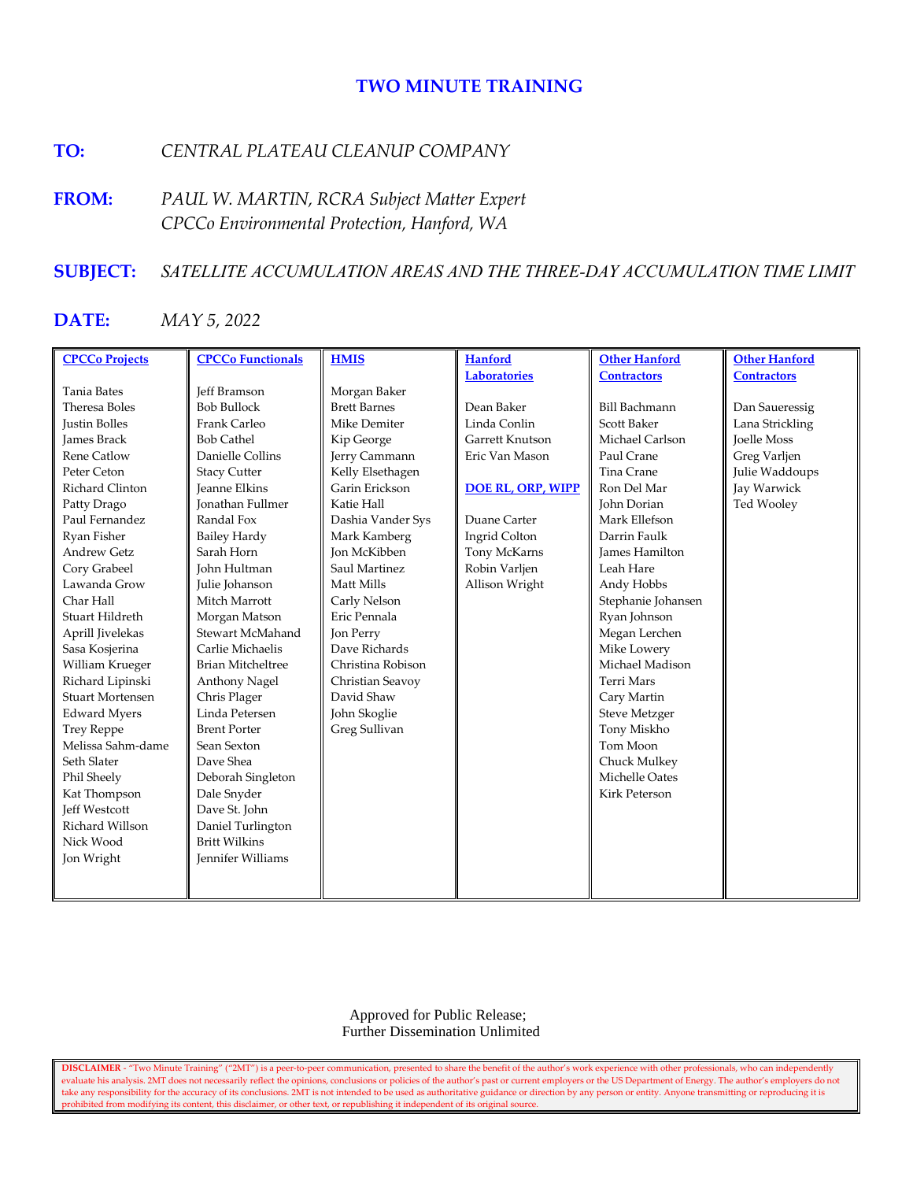# TWO MINUTE TRAINING

**TO:** *CENTRAL PLATEAU CLEANUP COMPANY*

**FROM:** *PAUL W. MARTIN, RCRA Subject Matter Expert*
*CPCCo Environmental Protection, Hanford, WA*

**SUBJECT:** *SATELLITE ACCUMULATION AREAS AND THE THREE-DAY ACCUMULATION TIME LIMIT*

**DATE:** *MAY 5, 2022*

| CPCCo Projects | CPCCo Functionals | HMIS | Hanford Laboratories | Other Hanford Contractors | Other Hanford Contractors |
|---|---|---|---|---|---|
| Tania Bates | Jeff Bramson | Morgan Baker | Dean Baker | Bill Bachmann | Dan Saueressig |
| Theresa Boles | Bob Bullock | Brett Barnes | Linda Conlin | Scott Baker | Lana Strickling |
| Justin Bolles | Frank Carleo | Mike Demiter | Garrett Knutson | Michael Carlson | Joelle Moss |
| James Brack | Bob Cathel | Kip George | Eric Van Mason | Paul Crane | Greg Varljen |
| Rene Catlow | Danielle Collins | Jerry Cammann | | Tina Crane | Julie Waddoups |
| Peter Ceton | Stacy Cutter | Kelly Elsethagen | **DOE RL, ORP, WIPP** | Ron Del Mar | Jay Warwick |
| Richard Clinton | Jeanne Elkins | Garin Erickson | | John Dorian | Ted Wooley |
| Patty Drago | Jonathan Fullmer | Katie Hall | Duane Carter | Mark Ellefson | |
| Paul Fernandez | Randal Fox | Dashia Vander Sys | Ingrid Colton | Darrin Faulk | |
| Ryan Fisher | Bailey Hardy | Mark Kamberg | Tony McKarns | James Hamilton | |
| Andrew Getz | Sarah Horn | Jon McKibben | Robin Varljen | Leah Hare | |
| Cory Grabeel | John Hultman | Saul Martinez | Allison Wright | Andy Hobbs | |
| Lawanda Grow | Julie Johanson | Matt Mills | | Stephanie Johansen | |
| Char Hall | Mitch Marrott | Carly Nelson | | Ryan Johnson | |
| Stuart Hildreth | Morgan Matson | Eric Pennala | | Megan Lerchen | |
| Aprill Jivelekas | Stewart McMahand | Jon Perry | | Mike Lowery | |
| Sasa Kosjerina | Carlie Michaelis | Dave Richards | | Michael Madison | |
| William Krueger | Brian Mitcheltree | Christina Robison | | Terri Mars | |
| Richard Lipinski | Anthony Nagel | Christian Seavoy | | Cary Martin | |
| Stuart Mortensen | Chris Plager | David Shaw | | Steve Metzger | |
| Edward Myers | Linda Petersen | John Skoglie | | Tony Miskho | |
| Trey Reppe | Brent Porter | Greg Sullivan | | Tom Moon | |
| Melissa Sahm-dame | Sean Sexton | | | Chuck Mulkey | |
| Seth Slater | Dave Shea | | | Michelle Oates | |
| Phil Sheely | Deborah Singleton | | | Kirk Peterson | |
| Kat Thompson | Dale Snyder | | | | |
| Jeff Westcott | Dave St. John | | | | |
| Richard Willson | Daniel Turlington | | | | |
| Nick Wood | Britt Wilkins | | | | |
| Jon Wright | Jennifer Williams | | | | |

Approved for Public Release;
Further Dissemination Unlimited

**DISCLAIMER** - "Two Minute Training" ("2MT") is a peer-to-peer communication, presented to share the benefit of the author's work experience with other professionals, who can independently evaluate his analysis. 2MT does not necessarily reflect the opinions, conclusions or policies of the author's past or current employers or the US Department of Energy. The author's employers do not take any responsibility for the accuracy of its conclusions. 2MT is not intended to be used as authoritative guidance or direction by any person or entity. Anyone transmitting or reproducing it is prohibited from modifying its content, this disclaimer, or other text, or republishing it independent of its original source.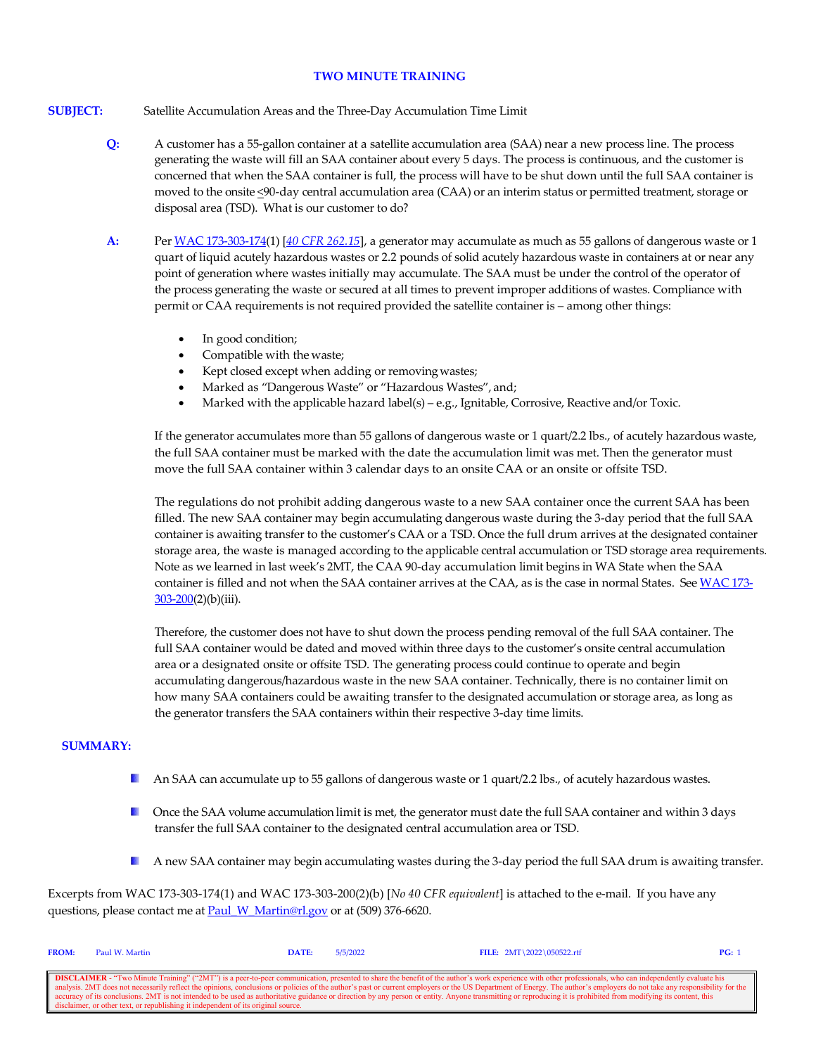# TWO MINUTE TRAINING

**SUBJECT:** Satellite Accumulation Areas and the Three-Day Accumulation Time Limit

**Q:** A customer has a 55-gallon container at a satellite accumulation area (SAA) near a new process line. The process generating the waste will fill an SAA container about every 5 days. The process is continuous, and the customer is concerned that when the SAA container is full, the process will have to be shut down until the full SAA container is moved to the onsite ≤90-day central accumulation area (CAA) or an interim status or permitted treatment, storage or disposal area (TSD). What is our customer to do?

**A:** Per WAC 173-303-174(1) [*40 CFR 262.15*], a generator may accumulate as much as 55 gallons of dangerous waste or 1 quart of liquid acutely hazardous wastes or 2.2 pounds of solid acutely hazardous waste in containers at or near any point of generation where wastes initially may accumulate. The SAA must be under the control of the operator of the process generating the waste or secured at all times to prevent improper additions of wastes. Compliance with permit or CAA requirements is not required provided the satellite container is – among other things:

- In good condition;
- Compatible with the waste;
- Kept closed except when adding or removing wastes;
- Marked as "Dangerous Waste" or "Hazardous Wastes", and;
- Marked with the applicable hazard label(s) – e.g., Ignitable, Corrosive, Reactive and/or Toxic.

If the generator accumulates more than 55 gallons of dangerous waste or 1 quart/2.2 lbs., of acutely hazardous waste, the full SAA container must be marked with the date the accumulation limit was met. Then the generator must move the full SAA container within 3 calendar days to an onsite CAA or an onsite or offsite TSD.

The regulations do not prohibit adding dangerous waste to a new SAA container once the current SAA has been filled. The new SAA container may begin accumulating dangerous waste during the 3-day period that the full SAA container is awaiting transfer to the customer's CAA or a TSD. Once the full drum arrives at the designated container storage area, the waste is managed according to the applicable central accumulation or TSD storage area requirements. Note as we learned in last week's 2MT, the CAA 90-day accumulation limit begins in WA State when the SAA container is filled and not when the SAA container arrives at the CAA, as is the case in normal States. See WAC 173-303-200(2)(b)(iii).

Therefore, the customer does not have to shut down the process pending removal of the full SAA container. The full SAA container would be dated and moved within three days to the customer's onsite central accumulation area or a designated onsite or offsite TSD. The generating process could continue to operate and begin accumulating dangerous/hazardous waste in the new SAA container. Technically, there is no container limit on how many SAA containers could be awaiting transfer to the designated accumulation or storage area, as long as the generator transfers the SAA containers within their respective 3-day time limits.

**SUMMARY:**

- An SAA can accumulate up to 55 gallons of dangerous waste or 1 quart/2.2 lbs., of acutely hazardous wastes.
- Once the SAA volume accumulation limit is met, the generator must date the full SAA container and within 3 days transfer the full SAA container to the designated central accumulation area or TSD.
- A new SAA container may begin accumulating wastes during the 3-day period the full SAA drum is awaiting transfer.

Excerpts from WAC 173-303-174(1) and WAC 173-303-200(2)(b) [*No 40 CFR equivalent*] is attached to the e-mail. If you have any questions, please contact me at Paul_W_Martin@rl.gov or at (509) 376-6620.

**FROM:** Paul W. Martin **DATE:** 5/5/2022 **FILE:** 2MT\2022\050522.rtf

**DISCLAIMER** - "Two Minute Training" ("2MT") is a peer-to-peer communication, presented to share the benefit of the author's work experience with other professionals, who can independently evaluate his analysis. 2MT does not necessarily reflect the opinions, conclusions or policies of the author's past or current employers or the US Department of Energy. The author's employers do not take any responsibility for the accuracy of its conclusions. 2MT is not intended to be used as authoritative guidance or direction by any person or entity. Anyone transmitting or reproducing it is prohibited from modifying its content, this disclaimer, or other text, or republishing it independent of its original source.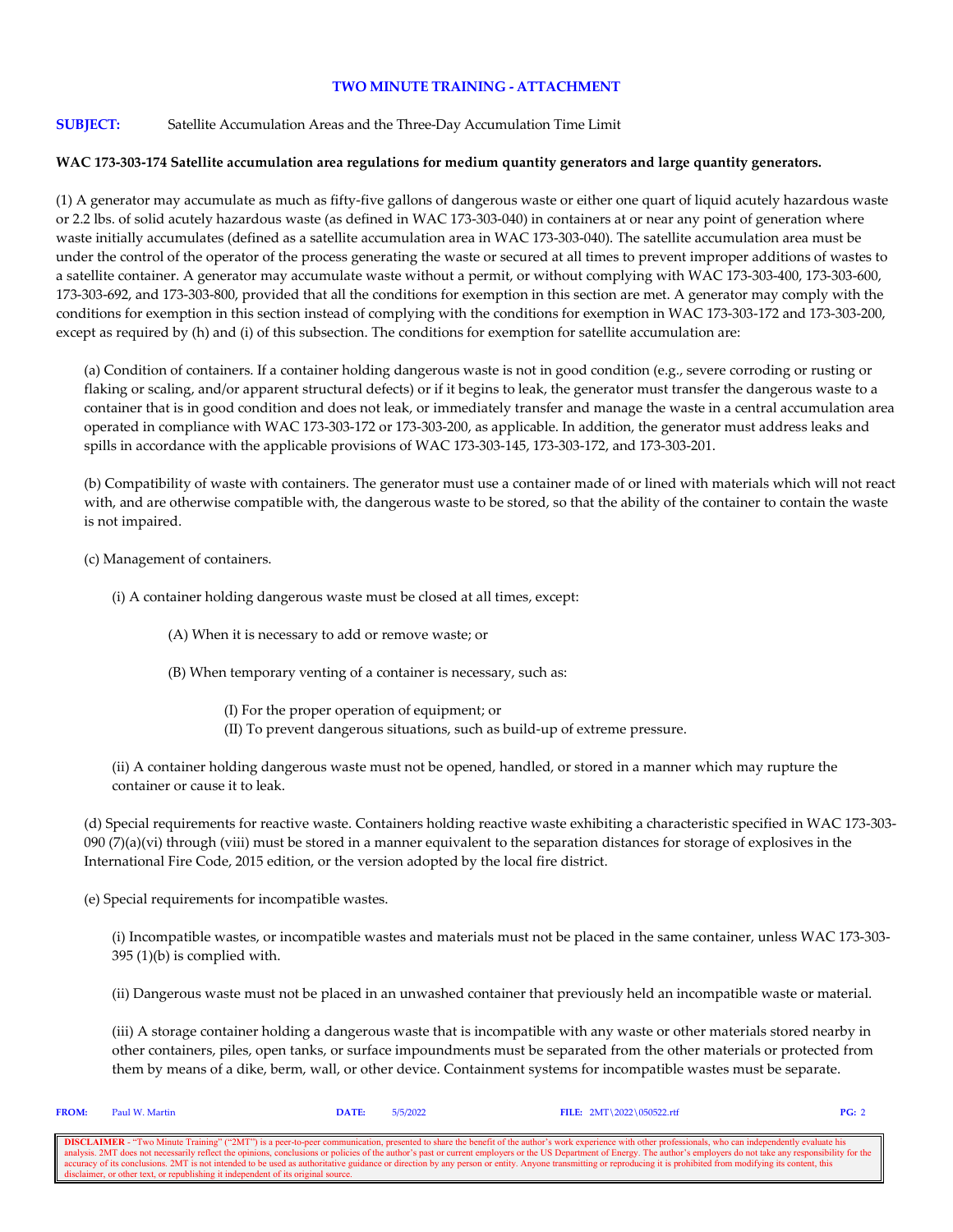**TWO MINUTE TRAINING - ATTACHMENT**

**SUBJECT:** Satellite Accumulation Areas and the Three-Day Accumulation Time Limit

**WAC 173-303-174 Satellite accumulation area regulations for medium quantity generators and large quantity generators.**

(1) A generator may accumulate as much as fifty-five gallons of dangerous waste or either one quart of liquid acutely hazardous waste or 2.2 lbs. of solid acutely hazardous waste (as defined in WAC 173-303-040) in containers at or near any point of generation where waste initially accumulates (defined as a satellite accumulation area in WAC 173-303-040). The satellite accumulation area must be under the control of the operator of the process generating the waste or secured at all times to prevent improper additions of wastes to a satellite container. A generator may accumulate waste without a permit, or without complying with WAC 173-303-400, 173-303-600, 173-303-692, and 173-303-800, provided that all the conditions for exemption in this section are met. A generator may comply with the conditions for exemption in this section instead of complying with the conditions for exemption in WAC 173-303-172 and 173-303-200, except as required by (h) and (i) of this subsection. The conditions for exemption for satellite accumulation are:

(a) Condition of containers. If a container holding dangerous waste is not in good condition (e.g., severe corroding or rusting or flaking or scaling, and/or apparent structural defects) or if it begins to leak, the generator must transfer the dangerous waste to a container that is in good condition and does not leak, or immediately transfer and manage the waste in a central accumulation area operated in compliance with WAC 173-303-172 or 173-303-200, as applicable. In addition, the generator must address leaks and spills in accordance with the applicable provisions of WAC 173-303-145, 173-303-172, and 173-303-201.

(b) Compatibility of waste with containers. The generator must use a container made of or lined with materials which will not react with, and are otherwise compatible with, the dangerous waste to be stored, so that the ability of the container to contain the waste is not impaired.

(c) Management of containers.

(i) A container holding dangerous waste must be closed at all times, except:

(A) When it is necessary to add or remove waste; or

(B) When temporary venting of a container is necessary, such as:

(I) For the proper operation of equipment; or
(II) To prevent dangerous situations, such as build-up of extreme pressure.

(ii) A container holding dangerous waste must not be opened, handled, or stored in a manner which may rupture the container or cause it to leak.

(d) Special requirements for reactive waste. Containers holding reactive waste exhibiting a characteristic specified in WAC 173-303-090 (7)(a)(vi) through (viii) must be stored in a manner equivalent to the separation distances for storage of explosives in the International Fire Code, 2015 edition, or the version adopted by the local fire district.

(e) Special requirements for incompatible wastes.

(i) Incompatible wastes, or incompatible wastes and materials must not be placed in the same container, unless WAC 173-303-395 (1)(b) is complied with.

(ii) Dangerous waste must not be placed in an unwashed container that previously held an incompatible waste or material.

(iii) A storage container holding a dangerous waste that is incompatible with any waste or other materials stored nearby in other containers, piles, open tanks, or surface impoundments must be separated from the other materials or protected from them by means of a dike, berm, wall, or other device. Containment systems for incompatible wastes must be separate.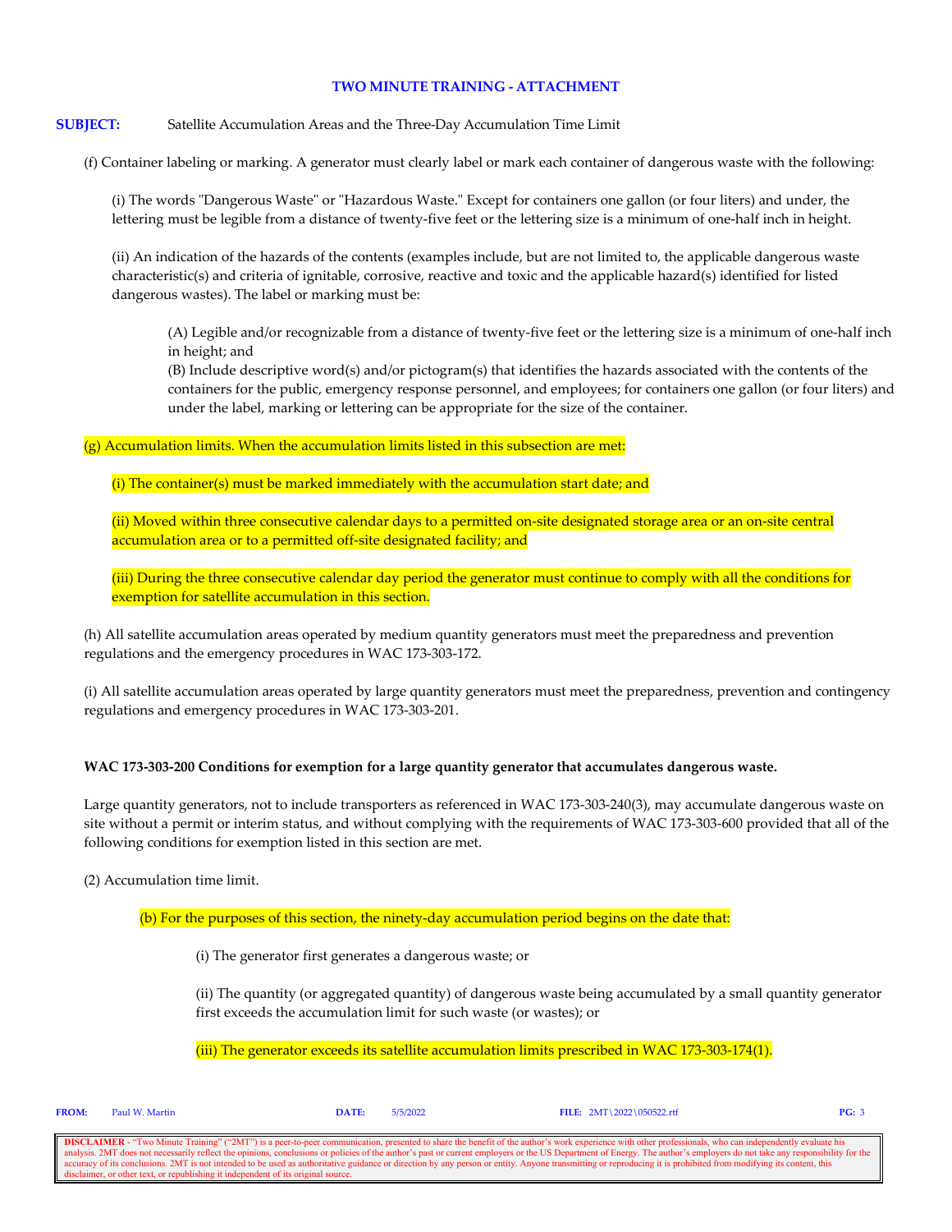**TWO MINUTE TRAINING - ATTACHMENT**

**SUBJECT:** Satellite Accumulation Areas and the Three-Day Accumulation Time Limit

(f) Container labeling or marking. A generator must clearly label or mark each container of dangerous waste with the following:

(i) The words "Dangerous Waste" or "Hazardous Waste." Except for containers one gallon (or four liters) and under, the lettering must be legible from a distance of twenty-five feet or the lettering size is a minimum of one-half inch in height.

(ii) An indication of the hazards of the contents (examples include, but are not limited to, the applicable dangerous waste characteristic(s) and criteria of ignitable, corrosive, reactive and toxic and the applicable hazard(s) identified for listed dangerous wastes). The label or marking must be:

(A) Legible and/or recognizable from a distance of twenty-five feet or the lettering size is a minimum of one-half inch in height; and
(B) Include descriptive word(s) and/or pictogram(s) that identifies the hazards associated with the contents of the containers for the public, emergency response personnel, and employees; for containers one gallon (or four liters) and under the label, marking or lettering can be appropriate for the size of the container.

(g) Accumulation limits. When the accumulation limits listed in this subsection are met:

(i) The container(s) must be marked immediately with the accumulation start date; and

(ii) Moved within three consecutive calendar days to a permitted on-site designated storage area or an on-site central accumulation area or to a permitted off-site designated facility; and

(iii) During the three consecutive calendar day period the generator must continue to comply with all the conditions for exemption for satellite accumulation in this section.

(h) All satellite accumulation areas operated by medium quantity generators must meet the preparedness and prevention regulations and the emergency procedures in WAC 173-303-172.

(i) All satellite accumulation areas operated by large quantity generators must meet the preparedness, prevention and contingency regulations and emergency procedures in WAC 173-303-201.

**WAC 173-303-200 Conditions for exemption for a large quantity generator that accumulates dangerous waste.**

Large quantity generators, not to include transporters as referenced in WAC 173-303-240(3), may accumulate dangerous waste on site without a permit or interim status, and without complying with the requirements of WAC 173-303-600 provided that all of the following conditions for exemption listed in this section are met.

(2) Accumulation time limit.

(b) For the purposes of this section, the ninety-day accumulation period begins on the date that:

(i) The generator first generates a dangerous waste; or

(ii) The quantity (or aggregated quantity) of dangerous waste being accumulated by a small quantity generator first exceeds the accumulation limit for such waste (or wastes); or

(iii) The generator exceeds its satellite accumulation limits prescribed in WAC 173-303-174(1).

**FROM:** Paul W. Martin **DATE:** 5/5/2022 **FILE:** 2MT\2022\050522.rtf

**DISCLAIMER** - "Two Minute Training" ("2MT") is a peer-to-peer communication, presented to share the benefit of the author's work experience with other professionals, who can independently evaluate his analysis. 2MT does not necessarily reflect the opinions, conclusions or policies of the author's past or current employers or the US Department of Energy. The author's employers do not take any responsibility for the accuracy of its conclusions. 2MT is not intended to be used as authoritative guidance or direction by any person or entity. Anyone transmitting or reproducing it is prohibited from modifying its content, this disclaimer, or other text, or republishing it independent of its original source.